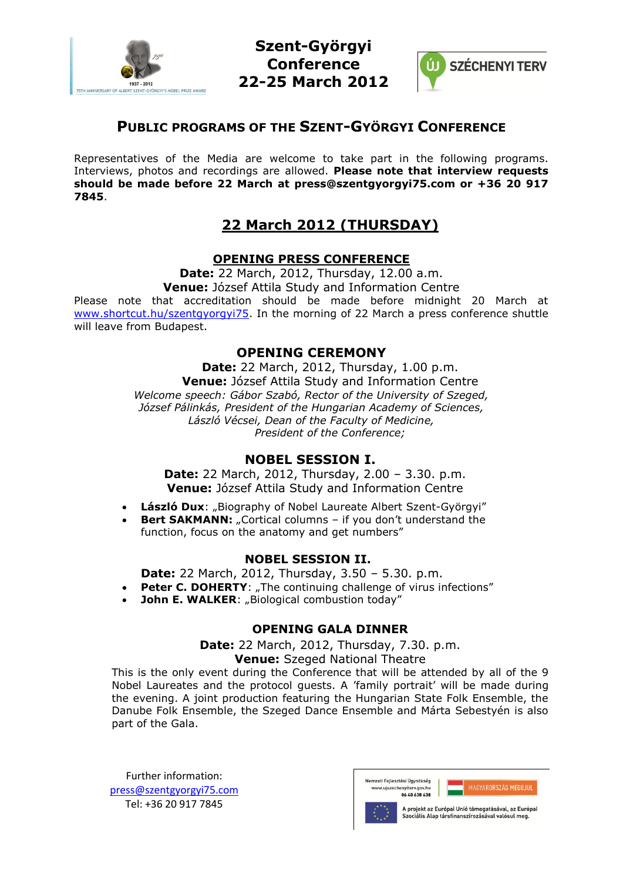# Szent-Györgyi Conference 22-25 March 2012

## Public programs of the Szent-Györgyi Conference

Representatives of the Media are welcome to take part in the following programs. Interviews, photos and recordings are allowed. **Please note that interview requests should be made before 22 March at press@szentgyorgyi75.com or +36 20 917 7845**.

## 22 March 2012 (THURSDAY)

### OPENING PRESS CONFERENCE

**Date:** 22 March, 2012, Thursday, 12.00 a.m.
**Venue:** József Attila Study and Information Centre

Please note that accreditation should be made before midnight 20 March at www.shortcut.hu/szentgyorgyi75. In the morning of 22 March a press conference shuttle will leave from Budapest.

### OPENING CEREMONY

**Date:** 22 March, 2012, Thursday, 1.00 p.m.
**Venue:** József Attila Study and Information Centre

*Welcome speech: Gábor Szabó, Rector of the University of Szeged, József Pálinkás, President of the Hungarian Academy of Sciences, László Vécsei, Dean of the Faculty of Medicine, President of the Conference;*

### NOBEL SESSION I.

**Date:** 22 March, 2012, Thursday, 2.00 – 3.30. p.m.
**Venue:** József Attila Study and Information Centre

- **László Dux**: „Biography of Nobel Laureate Albert Szent-Györgyi"
- **Bert SAKMANN:** „Cortical columns – if you don't understand the function, focus on the anatomy and get numbers"

### NOBEL SESSION II.

**Date:** 22 March, 2012, Thursday, 3.50 – 5.30. p.m.

- **Peter C. DOHERTY**: „The continuing challenge of virus infections"
- **John E. WALKER**: „Biological combustion today"

### OPENING GALA DINNER

**Date:** 22 March, 2012, Thursday, 7.30. p.m.
**Venue:** Szeged National Theatre

This is the only event during the Conference that will be attended by all of the 9 Nobel Laureates and the protocol guests. A 'family portrait' will be made during the evening. A joint production featuring the Hungarian State Folk Ensemble, the Danube Folk Ensemble, the Szeged Dance Ensemble and Márta Sebestyén is also part of the Gala.

Further information:
press@szentgyorgyi75.com
Tel: +36 20 917 7845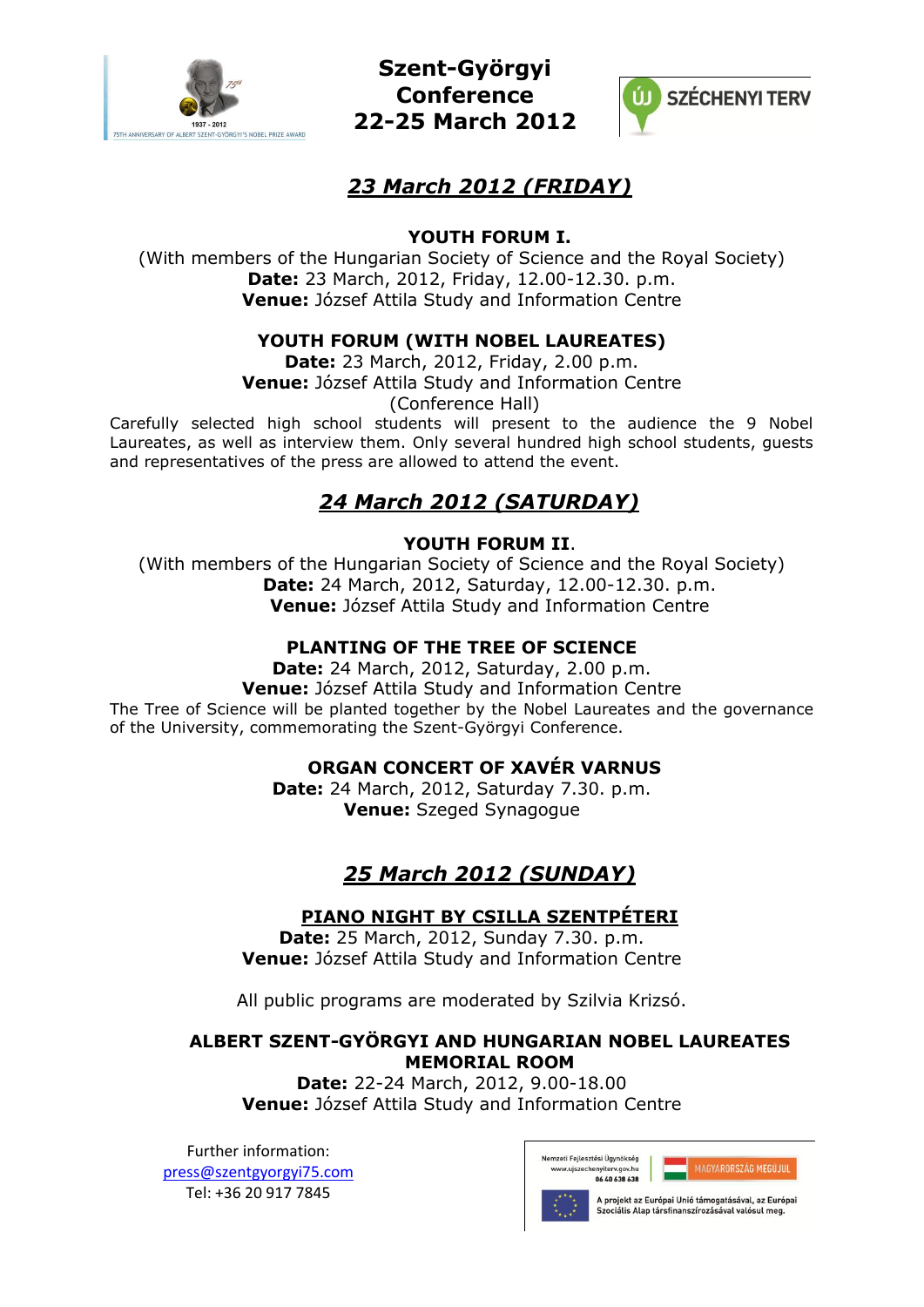# Szent-Györgyi Conference 22-25 March 2012

## *23 March 2012 (FRIDAY)*

### YOUTH FORUM I.

(With members of the Hungarian Society of Science and the Royal Society)
**Date:** 23 March, 2012, Friday, 12.00-12.30. p.m.
**Venue:** József Attila Study and Information Centre

### YOUTH FORUM (WITH NOBEL LAUREATES)

**Date:** 23 March, 2012, Friday, 2.00 p.m.
**Venue:** József Attila Study and Information Centre
(Conference Hall)

Carefully selected high school students will present to the audience the 9 Nobel Laureates, as well as interview them. Only several hundred high school students, guests and representatives of the press are allowed to attend the event.

## *24 March 2012 (SATURDAY)*

### YOUTH FORUM II.

(With members of the Hungarian Society of Science and the Royal Society)
**Date:** 24 March, 2012, Saturday, 12.00-12.30. p.m.
**Venue:** József Attila Study and Information Centre

### PLANTING OF THE TREE OF SCIENCE

**Date:** 24 March, 2012, Saturday, 2.00 p.m.
**Venue:** József Attila Study and Information Centre

The Tree of Science will be planted together by the Nobel Laureates and the governance of the University, commemorating the Szent-Györgyi Conference.

### ORGAN CONCERT OF XAVÉR VARNUS

**Date:** 24 March, 2012, Saturday 7.30. p.m.
**Venue:** Szeged Synagogue

## *25 March 2012 (SUNDAY)*

### PIANO NIGHT BY CSILLA SZENTPÉTERI

**Date:** 25 March, 2012, Sunday 7.30. p.m.
**Venue:** József Attila Study and Information Centre

All public programs are moderated by Szilvia Krizsó.

### ALBERT SZENT-GYÖRGYI AND HUNGARIAN NOBEL LAUREATES MEMORIAL ROOM

**Date:** 22-24 March, 2012, 9.00-18.00
**Venue:** József Attila Study and Information Centre

Further information:
press@szentgyorgyi75.com
Tel: +36 20 917 7845